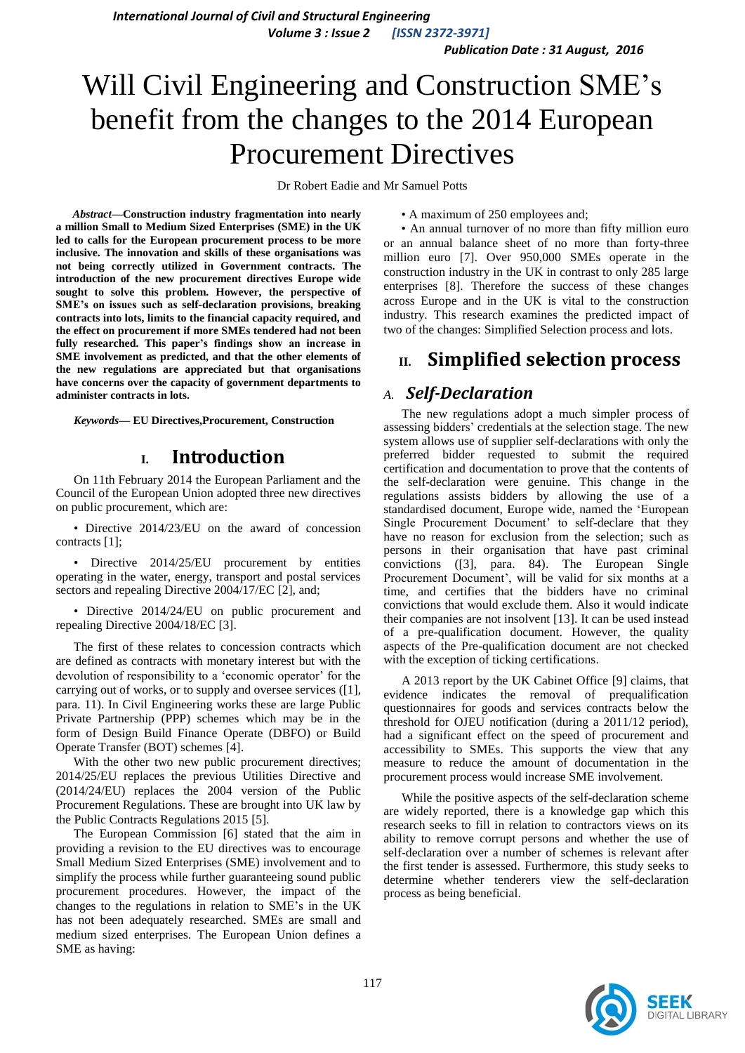# Will Civil Engineering and Construction SME's benefit from the changes to the 2014 European Procurement Directives

Dr Robert Eadie and Mr Samuel Potts

***Abstract*—Construction industry fragmentation into nearly a million Small to Medium Sized Enterprises (SME) in the UK led to calls for the European procurement process to be more inclusive. The innovation and skills of these organisations was not being correctly utilized in Government contracts. The introduction of the new procurement directives Europe wide sought to solve this problem. However, the perspective of SME's on issues such as self-declaration provisions, breaking contracts into lots, limits to the financial capacity required, and the effect on procurement if more SMEs tendered had not been fully researched. This paper's findings show an increase in SME involvement as predicted, and that the other elements of the new regulations are appreciated but that organisations have concerns over the capacity of government departments to administer contracts in lots.**

***Keywords*— EU Directives,Procurement, Construction**

## I. Introduction

On 11th February 2014 the European Parliament and the Council of the European Union adopted three new directives on public procurement, which are:

- Directive 2014/23/EU on the award of concession contracts [1];
- Directive 2014/25/EU procurement by entities operating in the water, energy, transport and postal services sectors and repealing Directive 2004/17/EC [2], and;
- Directive 2014/24/EU on public procurement and repealing Directive 2004/18/EC [3].

The first of these relates to concession contracts which are defined as contracts with monetary interest but with the devolution of responsibility to a 'economic operator' for the carrying out of works, or to supply and oversee services ([1], para. 11). In Civil Engineering works these are large Public Private Partnership (PPP) schemes which may be in the form of Design Build Finance Operate (DBFO) or Build Operate Transfer (BOT) schemes [4].

With the other two new public procurement directives; 2014/25/EU replaces the previous Utilities Directive and (2014/24/EU) replaces the 2004 version of the Public Procurement Regulations. These are brought into UK law by the Public Contracts Regulations 2015 [5].

The European Commission [6] stated that the aim in providing a revision to the EU directives was to encourage Small Medium Sized Enterprises (SME) involvement and to simplify the process while further guaranteeing sound public procurement procedures. However, the impact of the changes to the regulations in relation to SME's in the UK has not been adequately researched. SMEs are small and medium sized enterprises. The European Union defines a SME as having:

- A maximum of 250 employees and;
- An annual turnover of no more than fifty million euro or an annual balance sheet of no more than forty-three million euro [7]. Over 950,000 SMEs operate in the construction industry in the UK in contrast to only 285 large enterprises [8]. Therefore the success of these changes across Europe and in the UK is vital to the construction industry. This research examines the predicted impact of two of the changes: Simplified Selection process and lots.

## II. Simplified selection process

### A. *Self-Declaration*

The new regulations adopt a much simpler process of assessing bidders' credentials at the selection stage. The new system allows use of supplier self-declarations with only the preferred bidder requested to submit the required certification and documentation to prove that the contents of the self-declaration were genuine. This change in the regulations assists bidders by allowing the use of a standardised document, Europe wide, named the 'European Single Procurement Document' to self-declare that they have no reason for exclusion from the selection; such as persons in their organisation that have past criminal convictions ([3], para. 84). The European Single Procurement Document', will be valid for six months at a time, and certifies that the bidders have no criminal convictions that would exclude them. Also it would indicate their companies are not insolvent [13]. It can be used instead of a pre-qualification document. However, the quality aspects of the Pre-qualification document are not checked with the exception of ticking certifications.

A 2013 report by the UK Cabinet Office [9] claims, that evidence indicates the removal of prequalification questionnaires for goods and services contracts below the threshold for OJEU notification (during a 2011/12 period), had a significant effect on the speed of procurement and accessibility to SMEs. This supports the view that any measure to reduce the amount of documentation in the procurement process would increase SME involvement.

While the positive aspects of the self-declaration scheme are widely reported, there is a knowledge gap which this research seeks to fill in relation to contractors views on its ability to remove corrupt persons and whether the use of self-declaration over a number of schemes is relevant after the first tender is assessed. Furthermore, this study seeks to determine whether tenderers view the self-declaration process as being beneficial.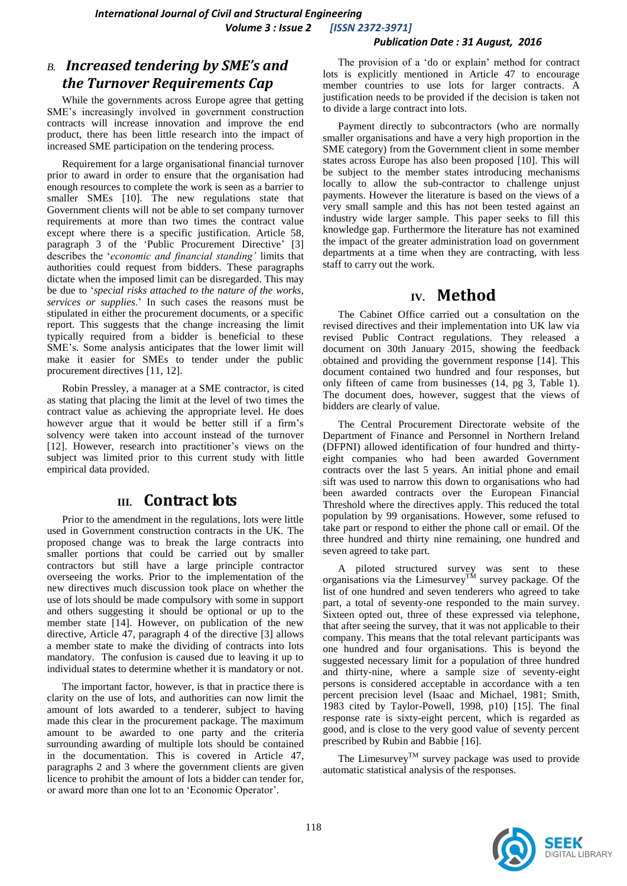### B. *Increased tendering by SME's and the Turnover Requirements Cap*

While the governments across Europe agree that getting SME's increasingly involved in government construction contracts will increase innovation and improve the end product, there has been little research into the impact of increased SME participation on the tendering process.

Requirement for a large organisational financial turnover prior to award in order to ensure that the organisation had enough resources to complete the work is seen as a barrier to smaller SMEs [10]. The new regulations state that Government clients will not be able to set company turnover requirements at more than two times the contract value except where there is a specific justification. Article 58, paragraph 3 of the 'Public Procurement Directive' [3] describes the '*economic and financial standing'* limits that authorities could request from bidders. These paragraphs dictate when the imposed limit can be disregarded. This may be due to '*special risks attached to the nature of the works, services or supplies*.' In such cases the reasons must be stipulated in either the procurement documents, or a specific report. This suggests that the change increasing the limit typically required from a bidder is beneficial to these SME's. Some analysis anticipates that the lower limit will make it easier for SMEs to tender under the public procurement directives [11, 12].

Robin Pressley, a manager at a SME contractor, is cited as stating that placing the limit at the level of two times the contract value as achieving the appropriate level. He does however argue that it would be better still if a firm's solvency were taken into account instead of the turnover [12]. However, research into practitioner's views on the subject was limited prior to this current study with little empirical data provided.

## III. Contract lots

Prior to the amendment in the regulations, lots were little used in Government construction contracts in the UK. The proposed change was to break the large contracts into smaller portions that could be carried out by smaller contractors but still have a large principle contractor overseeing the works. Prior to the implementation of the new directives much discussion took place on whether the use of lots should be made compulsory with some in support and others suggesting it should be optional or up to the member state [14]. However, on publication of the new directive, Article 47, paragraph 4 of the directive [3] allows a member state to make the dividing of contracts into lots mandatory. The confusion is caused due to leaving it up to individual states to determine whether it is mandatory or not.

The important factor, however, is that in practice there is clarity on the use of lots, and authorities can now limit the amount of lots awarded to a tenderer, subject to having made this clear in the procurement package. The maximum amount to be awarded to one party and the criteria surrounding awarding of multiple lots should be contained in the documentation. This is covered in Article 47, paragraphs 2 and 3 where the government clients are given licence to prohibit the amount of lots a bidder can tender for, or award more than one lot to an 'Economic Operator'.

The provision of a 'do or explain' method for contract lots is explicitly mentioned in Article 47 to encourage member countries to use lots for larger contracts. A justification needs to be provided if the decision is taken not to divide a large contract into lots.

Payment directly to subcontractors (who are normally smaller organisations and have a very high proportion in the SME category) from the Government client in some member states across Europe has also been proposed [10]. This will be subject to the member states introducing mechanisms locally to allow the sub-contractor to challenge unjust payments. However the literature is based on the views of a very small sample and this has not been tested against an industry wide larger sample. This paper seeks to fill this knowledge gap. Furthermore the literature has not examined the impact of the greater administration load on government departments at a time when they are contracting, with less staff to carry out the work.

## IV. Method

The Cabinet Office carried out a consultation on the revised directives and their implementation into UK law via revised Public Contract regulations. They released a document on 30th January 2015, showing the feedback obtained and providing the government response [14]. This document contained two hundred and four responses, but only fifteen of came from businesses (14, pg 3, Table 1). The document does, however, suggest that the views of bidders are clearly of value.

The Central Procurement Directorate website of the Department of Finance and Personnel in Northern Ireland (DFPNI) allowed identification of four hundred and thirty-eight companies who had been awarded Government contracts over the last 5 years. An initial phone and email sift was used to narrow this down to organisations who had been awarded contracts over the European Financial Threshold where the directives apply. This reduced the total population by 99 organisations. However, some refused to take part or respond to either the phone call or email. Of the three hundred and thirty nine remaining, one hundred and seven agreed to take part.

A piloted structured survey was sent to these organisations via the Limesurvey™ survey package. Of the list of one hundred and seven tenderers who agreed to take part, a total of seventy-one responded to the main survey. Sixteen opted out, three of these expressed via telephone, that after seeing the survey, that it was not applicable to their company. This means that the total relevant participants was one hundred and four organisations. This is beyond the suggested necessary limit for a population of three hundred and thirty-nine, where a sample size of seventy-eight persons is considered acceptable in accordance with a ten percent precision level (Isaac and Michael, 1981; Smith, 1983 cited by Taylor-Powell, 1998, p10) [15]. The final response rate is sixty-eight percent, which is regarded as good, and is close to the very good value of seventy percent prescribed by Rubin and Babbie [16].

The Limesurvey™ survey package was used to provide automatic statistical analysis of the responses.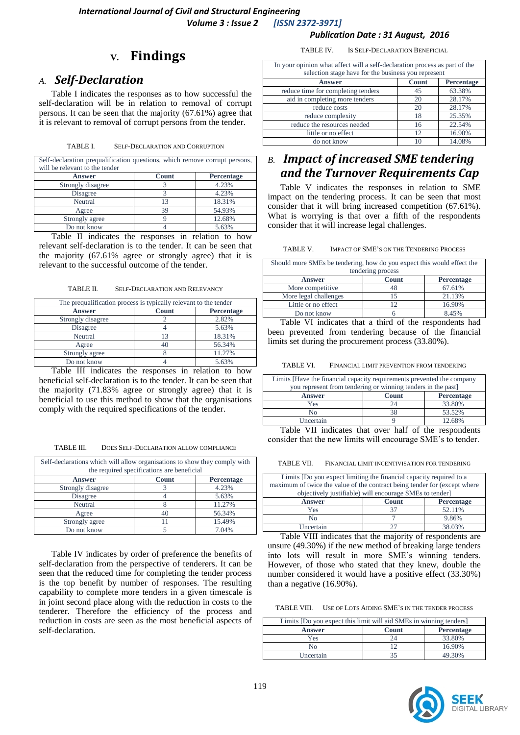## V. Findings

### A. *Self-Declaration*

Table I indicates the responses as to how successful the self-declaration will be in relation to removal of corrupt persons. It can be seen that the majority (67.61%) agree that it is relevant to removal of corrupt persons from the tender.

TABLE I. SELF-DECLARATION AND CORRUPTION

| Self-declaration prequalification questions, which remove corrupt persons, will be relevant to the tender | | |
|---|---|---|
| **Answer** | **Count** | **Percentage** |
| Strongly disagree | 3 | 4.23% |
| Disagree | 3 | 4.23% |
| Neutral | 13 | 18.31% |
| Agree | 39 | 54.93% |
| Strongly agree | 9 | 12.68% |
| Do not know | 4 | 5.63% |

Table II indicates the responses in relation to how relevant self-declaration is to the tender. It can be seen that the majority (67.61% agree or strongly agree) that it is relevant to the successful outcome of the tender.

TABLE II. SELF-DECLARATION AND RELEVANCY

| The prequalification process is typically relevant to the tender | | |
|---|---|---|
| **Answer** | **Count** | **Percentage** |
| Strongly disagree | 2 | 2.82% |
| Disagree | 4 | 5.63% |
| Neutral | 13 | 18.31% |
| Agree | 40 | 56.34% |
| Strongly agree | 8 | 11.27% |
| Do not know | 4 | 5.63% |

Table III indicates the responses in relation to how beneficial self-declaration is to the tender. It can be seen that the majority (71.83% agree or strongly agree) that it is beneficial to use this method to show that the organisations comply with the required specifications of the tender.

TABLE III. DOES SELF-DECLARATION ALLOW COMPLIANCE

| Self-declarations which will allow organisations to show they comply with the required specifications are beneficial | | |
|---|---|---|
| **Answer** | **Count** | **Percentage** |
| Strongly disagree | 3 | 4.23% |
| Disagree | 4 | 5.63% |
| Neutral | 8 | 11.27% |
| Agree | 40 | 56.34% |
| Strongly agree | 11 | 15.49% |
| Do not know | 5 | 7.04% |

Table IV indicates by order of preference the benefits of self-declaration from the perspective of tenderers. It can be seen that the reduced time for completing the tender process is the top benefit by number of responses. The resulting capability to complete more tenders in a given timescale is in joint second place along with the reduction in costs to the tenderer. Therefore the efficiency of the process and reduction in costs are seen as the most beneficial aspects of self-declaration.

TABLE IV. IS SELF-DECLARATION BENEFICIAL

| In your opinion what affect will a self-declaration process as part of the selection stage have for the business you represent | | |
|---|---|---|
| **Answer** | **Count** | **Percentage** |
| reduce time for completing tenders | 45 | 63.38% |
| aid in completing more tenders | 20 | 28.17% |
| reduce costs | 20 | 28.17% |
| reduce complexity | 18 | 25.35% |
| reduce the resources needed | 16 | 22.54% |
| little or no effect | 12 | 16.90% |
| do not know | 10 | 14.08% |

### B. *Impact of increased SME tendering and the Turnover Requirements Cap*

Table V indicates the responses in relation to SME impact on the tendering process. It can be seen that most consider that it will bring increased competition (67.61%). What is worrying is that over a fifth of the respondents consider that it will increase legal challenges.

TABLE V. IMPACT OF SME'S ON THE TENDERING PROCESS

| Should more SMEs be tendering, how do you expect this would effect the tendering process | | |
|---|---|---|
| **Answer** | **Count** | **Percentage** |
| More competitive | 48 | 67.61% |
| More legal challenges | 15 | 21.13% |
| Little or no effect | 12 | 16.90% |
| Do not know | 6 | 8.45% |

Table VI indicates that a third of the respondents had been prevented from tendering because of the financial limits set during the procurement process (33.80%).

TABLE VI. FINANCIAL LIMIT PREVENTION FROM TENDERING

| Limits [Have the financial capacity requirements prevented the company you represent from tendering or winning tenders in the past] | | |
|---|---|---|
| **Answer** | **Count** | **Percentage** |
| Yes | 24 | 33.80% |
| No | 38 | 53.52% |
| Uncertain | 9 | 12.68% |

Table VII indicates that over half of the respondents consider that the new limits will encourage SME's to tender.

TABLE VII. FINANCIAL LIMIT INCENTIVISATION FOR TENDERING

| Limits [Do you expect limiting the financial capacity required to a maximum of twice the value of the contract being tender for (except where objectively justifiable) will encourage SMEs to tender] | | |
|---|---|---|
| **Answer** | **Count** | **Percentage** |
| Yes | 37 | 52.11% |
| No | 7 | 9.86% |
| Uncertain | 27 | 38.03% |

Table VIII indicates that the majority of respondents are unsure (49.30%) if the new method of breaking large tenders into lots will result in more SME's winning tenders. However, of those who stated that they knew, double the number considered it would have a positive effect (33.30%) than a negative (16.90%).

TABLE VIII. USE OF LOTS AIDING SME'S IN THE TENDER PROCESS

| Limits [Do you expect this limit will aid SMEs in winning tenders] | | |
|---|---|---|
| **Answer** | **Count** | **Percentage** |
| Yes | 24 | 33.80% |
| No | 12 | 16.90% |
| Uncertain | 35 | 49.30% |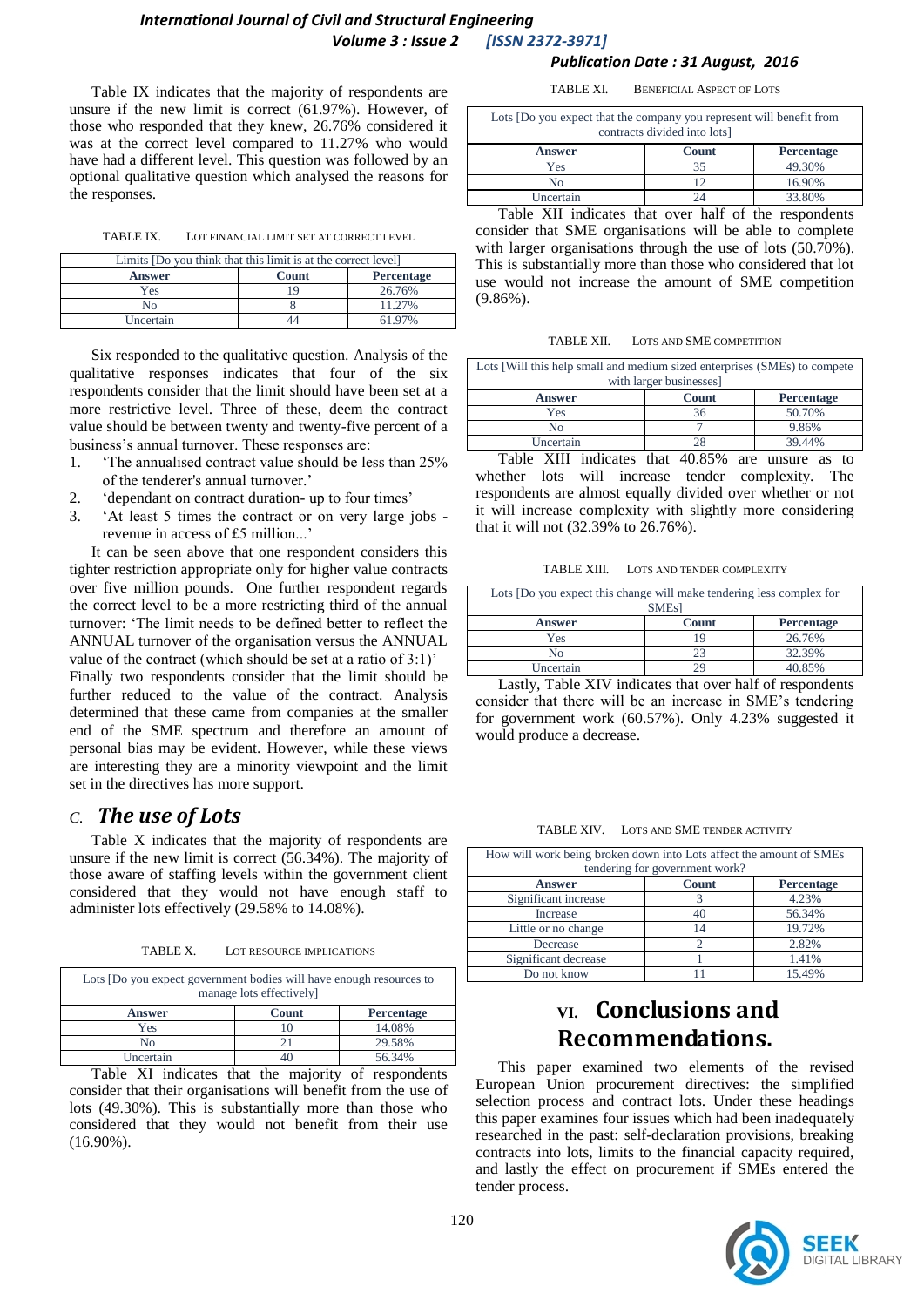Table IX indicates that the majority of respondents are unsure if the new limit is correct (61.97%). However, of those who responded that they knew, 26.76% considered it was at the correct level compared to 11.27% who would have had a different level. This question was followed by an optional qualitative question which analysed the reasons for the responses.

TABLE IX. LOT FINANCIAL LIMIT SET AT CORRECT LEVEL

| Limits [Do you think that this limit is at the correct level] | | |
|---|---|---|
| **Answer** | **Count** | **Percentage** |
| Yes | 19 | 26.76% |
| No | 8 | 11.27% |
| Uncertain | 44 | 61.97% |

Six responded to the qualitative question. Analysis of the qualitative responses indicates that four of the six respondents consider that the limit should have been set at a more restrictive level. Three of these, deem the contract value should be between twenty and twenty-five percent of a business's annual turnover. These responses are:

1. 'The annualised contract value should be less than 25% of the tenderer's annual turnover.'
2. 'dependant on contract duration- up to four times'
3. 'At least 5 times the contract or on very large jobs - revenue in access of £5 million...'

It can be seen above that one respondent considers this tighter restriction appropriate only for higher value contracts over five million pounds. One further respondent regards the correct level to be a more restricting third of the annual turnover: 'The limit needs to be defined better to reflect the ANNUAL turnover of the organisation versus the ANNUAL value of the contract (which should be set at a ratio of 3:1)' Finally two respondents consider that the limit should be further reduced to the value of the contract. Analysis determined that these came from companies at the smaller end of the SME spectrum and therefore an amount of personal bias may be evident. However, while these views are interesting they are a minority viewpoint and the limit set in the directives has more support.

### *C. The use of Lots*

Table X indicates that the majority of respondents are unsure if the new limit is correct (56.34%). The majority of those aware of staffing levels within the government client considered that they would not have enough staff to administer lots effectively (29.58% to 14.08%).

TABLE X. LOT RESOURCE IMPLICATIONS

| Lots [Do you expect government bodies will have enough resources to manage lots effectively] | | |
|---|---|---|
| **Answer** | **Count** | **Percentage** |
| Yes | 10 | 14.08% |
| No | 21 | 29.58% |
| Uncertain | 40 | 56.34% |

Table XI indicates that the majority of respondents consider that their organisations will benefit from the use of lots (49.30%). This is substantially more than those who considered that they would not benefit from their use (16.90%).

TABLE XI. BENEFICIAL ASPECT OF LOTS

| Lots [Do you expect that the company you represent will benefit from contracts divided into lots] | | |
|---|---|---|
| **Answer** | **Count** | **Percentage** |
| Yes | 35 | 49.30% |
| No | 12 | 16.90% |
| Uncertain | 24 | 33.80% |

Table XII indicates that over half of the respondents consider that SME organisations will be able to complete with larger organisations through the use of lots (50.70%). This is substantially more than those who considered that lot use would not increase the amount of SME competition (9.86%).

TABLE XII. LOTS AND SME COMPETITION

| Lots [Will this help small and medium sized enterprises (SMEs) to compete with larger businesses] | | |
|---|---|---|
| **Answer** | **Count** | **Percentage** |
| Yes | 36 | 50.70% |
| No | 7 | 9.86% |
| Uncertain | 28 | 39.44% |

Table XIII indicates that 40.85% are unsure as to whether lots will increase tender complexity. The respondents are almost equally divided over whether or not it will increase complexity with slightly more considering that it will not (32.39% to 26.76%).

TABLE XIII. LOTS AND TENDER COMPLEXITY

| Lots [Do you expect this change will make tendering less complex for SMEs] | | |
|---|---|---|
| **Answer** | **Count** | **Percentage** |
| Yes | 19 | 26.76% |
| No | 23 | 32.39% |
| Uncertain | 29 | 40.85% |

Lastly, Table XIV indicates that over half of respondents consider that there will be an increase in SME's tendering for government work (60.57%). Only 4.23% suggested it would produce a decrease.

TABLE XIV. LOTS AND SME TENDER ACTIVITY

| How will work being broken down into Lots affect the amount of SMEs tendering for government work? | | |
|---|---|---|
| **Answer** | **Count** | **Percentage** |
| Significant increase | 3 | 4.23% |
| Increase | 40 | 56.34% |
| Little or no change | 14 | 19.72% |
| Decrease | 2 | 2.82% |
| Significant decrease | 1 | 1.41% |
| Do not know | 11 | 15.49% |

## VI. Conclusions and Recommendations.

This paper examined two elements of the revised European Union procurement directives: the simplified selection process and contract lots. Under these headings this paper examines four issues which had been inadequately researched in the past: self-declaration provisions, breaking contracts into lots, limits to the financial capacity required, and lastly the effect on procurement if SMEs entered the tender process.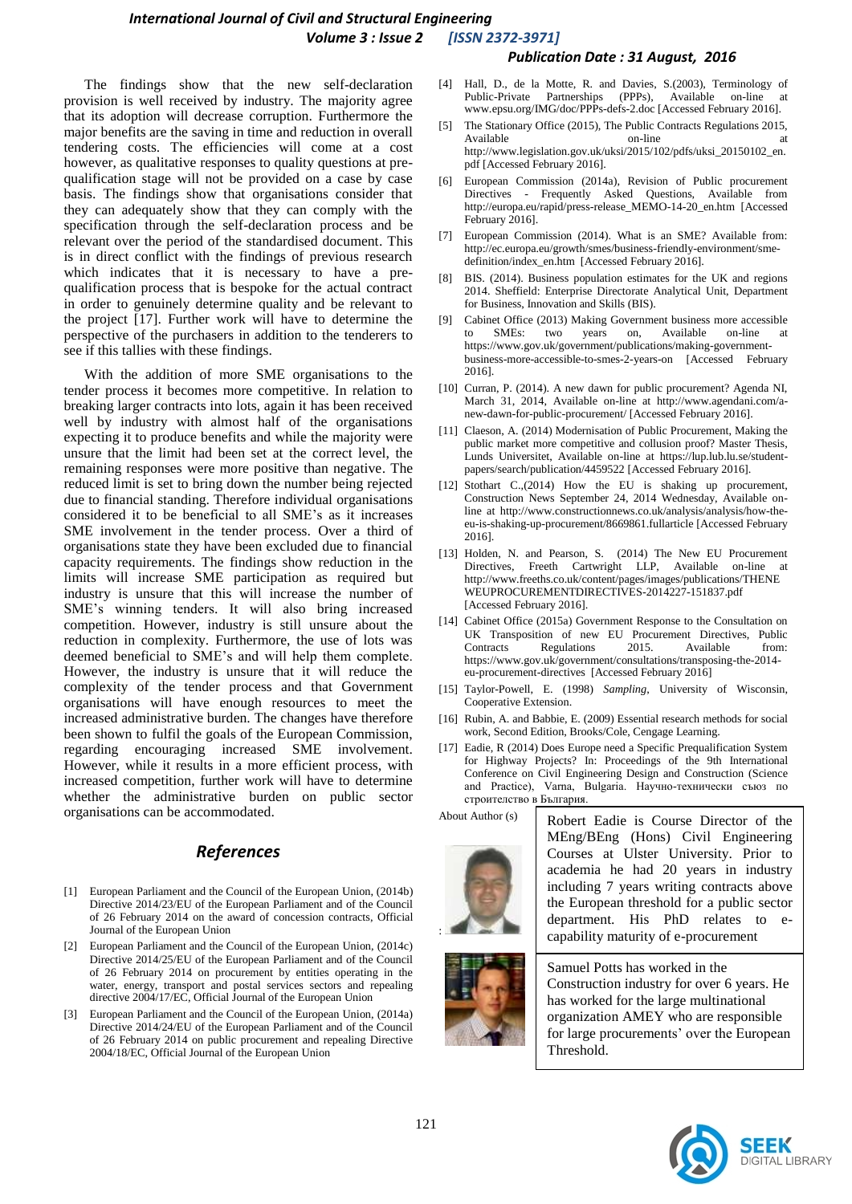The findings show that the new self-declaration provision is well received by industry. The majority agree that its adoption will decrease corruption. Furthermore the major benefits are the saving in time and reduction in overall tendering costs. The efficiencies will come at a cost however, as qualitative responses to quality questions at pre-qualification stage will not be provided on a case by case basis. The findings show that organisations consider that they can adequately show that they can comply with the specification through the self-declaration process and be relevant over the period of the standardised document. This is in direct conflict with the findings of previous research which indicates that it is necessary to have a pre-qualification process that is bespoke for the actual contract in order to genuinely determine quality and be relevant to the project [17]. Further work will have to determine the perspective of the purchasers in addition to the tenderers to see if this tallies with these findings.

With the addition of more SME organisations to the tender process it becomes more competitive. In relation to breaking larger contracts into lots, again it has been received well by industry with almost half of the organisations expecting it to produce benefits and while the majority were unsure that the limit had been set at the correct level, the remaining responses were more positive than negative. The reduced limit is set to bring down the number being rejected due to financial standing. Therefore individual organisations considered it to be beneficial to all SME's as it increases SME involvement in the tender process. Over a third of organisations state they have been excluded due to financial capacity requirements. The findings show reduction in the limits will increase SME participation as required but industry is unsure that this will increase the number of SME's winning tenders. It will also bring increased competition. However, industry is still unsure about the reduction in complexity. Furthermore, the use of lots was deemed beneficial to SME's and will help them complete. However, the industry is unsure that it will reduce the complexity of the tender process and that Government organisations will have enough resources to meet the increased administrative burden. The changes have therefore been shown to fulfil the goals of the European Commission, regarding encouraging increased SME involvement. However, while it results in a more efficient process, with increased competition, further work will have to determine whether the administrative burden on public sector organisations can be accommodated.

## References

[1] European Parliament and the Council of the European Union, (2014b) Directive 2014/23/EU of the European Parliament and of the Council of 26 February 2014 on the award of concession contracts, Official Journal of the European Union

[2] European Parliament and the Council of the European Union, (2014c) Directive 2014/25/EU of the European Parliament and of the Council of 26 February 2014 on procurement by entities operating in the water, energy, transport and postal services sectors and repealing directive 2004/17/EC, Official Journal of the European Union

[3] European Parliament and the Council of the European Union, (2014a) Directive 2014/24/EU of the European Parliament and of the Council of 26 February 2014 on public procurement and repealing Directive 2004/18/EC, Official Journal of the European Union

[4] Hall, D., de la Motte, R. and Davies, S.(2003), Terminology of Public-Private Partnerships (PPPs), Available on-line at www.epsu.org/IMG/doc/PPPs-defs-2.doc [Accessed February 2016].

[5] The Stationary Office (2015), The Public Contracts Regulations 2015, Available on-line at http://www.legislation.gov.uk/uksi/2015/102/pdfs/uksi_20150102_en.pdf [Accessed February 2016].

[6] European Commission (2014a), Revision of Public procurement Directives - Frequently Asked Questions, Available from http://europa.eu/rapid/press-release_MEMO-14-20_en.htm [Accessed February 2016].

[7] European Commission (2014). What is an SME? Available from: http://ec.europa.eu/growth/smes/business-friendly-environment/sme-definition/index_en.htm [Accessed February 2016].

[8] BIS. (2014). Business population estimates for the UK and regions 2014. Sheffield: Enterprise Directorate Analytical Unit, Department for Business, Innovation and Skills (BIS).

[9] Cabinet Office (2013) Making Government business more accessible to SMEs: two years on, Available on-line at https://www.gov.uk/government/publications/making-government-business-more-accessible-to-smes-2-years-on [Accessed February 2016].

[10] Curran, P. (2014). A new dawn for public procurement? Agenda NI, March 31, 2014, Available on-line at http://www.agendani.com/a-new-dawn-for-public-procurement/ [Accessed February 2016].

[11] Claeson, A. (2014) Modernisation of Public Procurement, Making the public market more competitive and collusion proof? Master Thesis, Lunds Universitet, Available on-line at https://lup.lub.lu.se/student-papers/search/publication/4459522 [Accessed February 2016].

[12] Stothart C.,(2014) How the EU is shaking up procurement, Construction News September 24, 2014 Wednesday, Available on-line at http://www.constructionnews.co.uk/analysis/analysis/how-the-eu-is-shaking-up-procurement/8669861.fullarticle [Accessed February 2016].

[13] Holden, N. and Pearson, S. (2014) The New EU Procurement Directives, Freeth Cartwright LLP, Available on-line at http://www.freeths.co.uk/content/pages/images/publications/THENEWEUPROCUREMENTDIRECTIVES-2014227-151837.pdf [Accessed February 2016].

[14] Cabinet Office (2015a) Government Response to the Consultation on UK Transposition of new EU Procurement Directives, Public Contracts Regulations 2015. Available from: https://www.gov.uk/government/consultations/transposing-the-2014-eu-procurement-directives [Accessed February 2016]

[15] Taylor-Powell, E. (1998) *Sampling*, University of Wisconsin, Cooperative Extension.

[16] Rubin, A. and Babbie, E. (2009) Essential research methods for social work, Second Edition, Brooks/Cole, Cengage Learning.

[17] Eadie, R (2014) Does Europe need a Specific Prequalification System for Highway Projects? In: Proceedings of the 9th International Conference on Civil Engineering Design and Construction (Science and Practice), Varna, Bulgaria. Научно-технически съюз по строителство в България.

About Author (s)

Robert Eadie is Course Director of the MEng/BEng (Hons) Civil Engineering Courses at Ulster University. Prior to academia he had 20 years in industry including 7 years writing contracts above the European threshold to a public sector department. His PhD relates to e-capability maturity of e-procurement

Samuel Potts has worked in the Construction industry for over 6 years. He has worked for the large multinational organization AMEY who are responsible for large procurements' over the European Threshold.